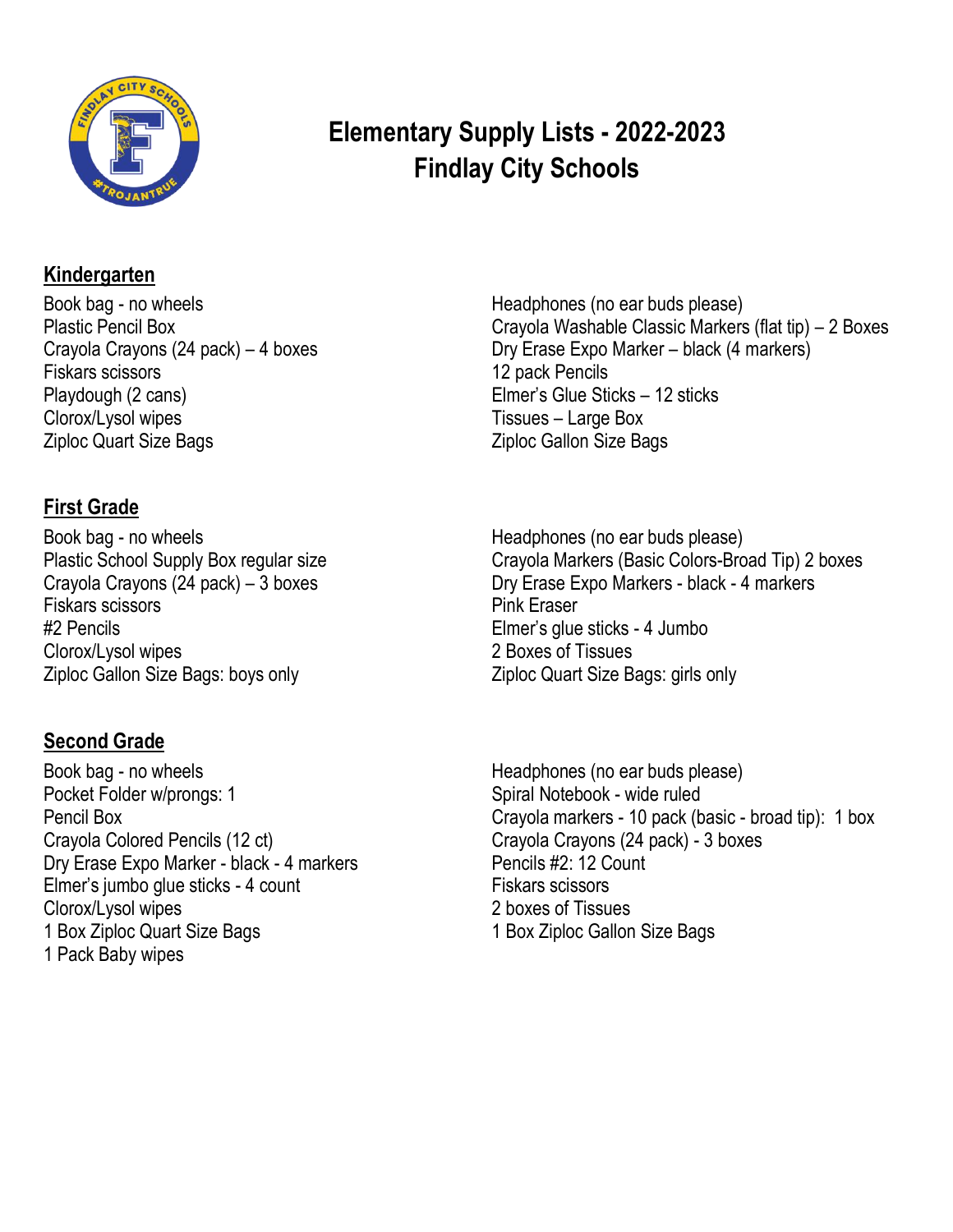# Elementary Supply Lists - 2022-2023
# Findlay City Schools

## Kindergarten

- Book bag - no wheels
- Plastic Pencil Box
- Crayola Crayons (24 pack) – 4 boxes
- Fiskars scissors
- Playdough (2 cans)
- Clorox/Lysol wipes
- Ziploc Quart Size Bags
- Headphones (no ear buds please)
- Crayola Washable Classic Markers (flat tip) – 2 Boxes
- Dry Erase Expo Marker – black (4 markers)
- 12 pack Pencils
- Elmer's Glue Sticks – 12 sticks
- Tissues – Large Box
- Ziploc Gallon Size Bags

## First Grade

- Book bag - no wheels
- Plastic School Supply Box regular size
- Crayola Crayons (24 pack) – 3 boxes
- Fiskars scissors
- #2 Pencils
- Clorox/Lysol wipes
- Ziploc Gallon Size Bags: boys only
- Headphones (no ear buds please)
- Crayola Markers (Basic Colors-Broad Tip) 2 boxes
- Dry Erase Expo Markers - black - 4 markers
- Pink Eraser
- Elmer's glue sticks - 4 Jumbo
- 2 Boxes of Tissues
- Ziploc Quart Size Bags: girls only

## Second Grade

- Book bag - no wheels
- Pocket Folder w/prongs: 1
- Pencil Box
- Crayola Colored Pencils (12 ct)
- Dry Erase Expo Marker - black - 4 markers
- Elmer's jumbo glue sticks - 4 count
- Clorox/Lysol wipes
- 1 Box Ziploc Quart Size Bags
- 1 Pack Baby wipes
- Headphones (no ear buds please)
- Spiral Notebook - wide ruled
- Crayola markers - 10 pack (basic - broad tip): 1 box
- Crayola Crayons (24 pack) - 3 boxes
- Pencils #2: 12 Count
- Fiskars scissors
- 2 boxes of Tissues
- 1 Box Ziploc Gallon Size Bags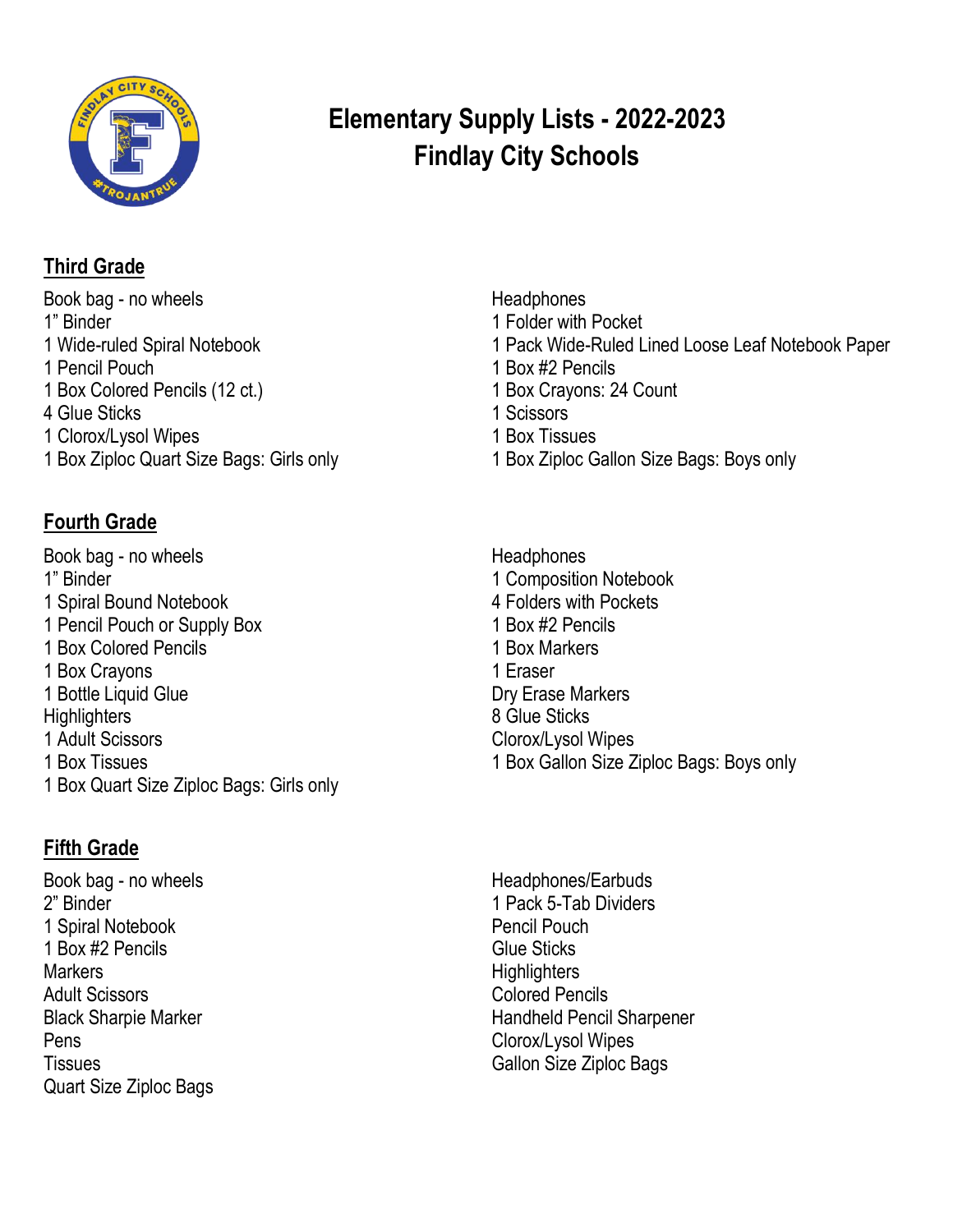# Elementary Supply Lists - 2022-2023
# Findlay City Schools

## Third Grade

Book bag - no wheels
1" Binder
1 Wide-ruled Spiral Notebook
1 Pencil Pouch
1 Box Colored Pencils (12 ct.)
4 Glue Sticks
1 Clorox/Lysol Wipes
1 Box Ziploc Quart Size Bags: Girls only

Headphones
1 Folder with Pocket
1 Pack Wide-Ruled Lined Loose Leaf Notebook Paper
1 Box #2 Pencils
1 Box Crayons: 24 Count
1 Scissors
1 Box Tissues
1 Box Ziploc Gallon Size Bags: Boys only

## Fourth Grade

Book bag - no wheels
1" Binder
1 Spiral Bound Notebook
1 Pencil Pouch or Supply Box
1 Box Colored Pencils
1 Box Crayons
1 Bottle Liquid Glue
Highlighters
1 Adult Scissors
1 Box Tissues
1 Box Quart Size Ziploc Bags: Girls only

Headphones
1 Composition Notebook
4 Folders with Pockets
1 Box #2 Pencils
1 Box Markers
1 Eraser
Dry Erase Markers
8 Glue Sticks
Clorox/Lysol Wipes
1 Box Gallon Size Ziploc Bags: Boys only

## Fifth Grade

Book bag - no wheels
2" Binder
1 Spiral Notebook
1 Box #2 Pencils
Markers
Adult Scissors
Black Sharpie Marker
Pens
Tissues
Quart Size Ziploc Bags

Headphones/Earbuds
1 Pack 5-Tab Dividers
Pencil Pouch
Glue Sticks
Highlighters
Colored Pencils
Handheld Pencil Sharpener
Clorox/Lysol Wipes
Gallon Size Ziploc Bags